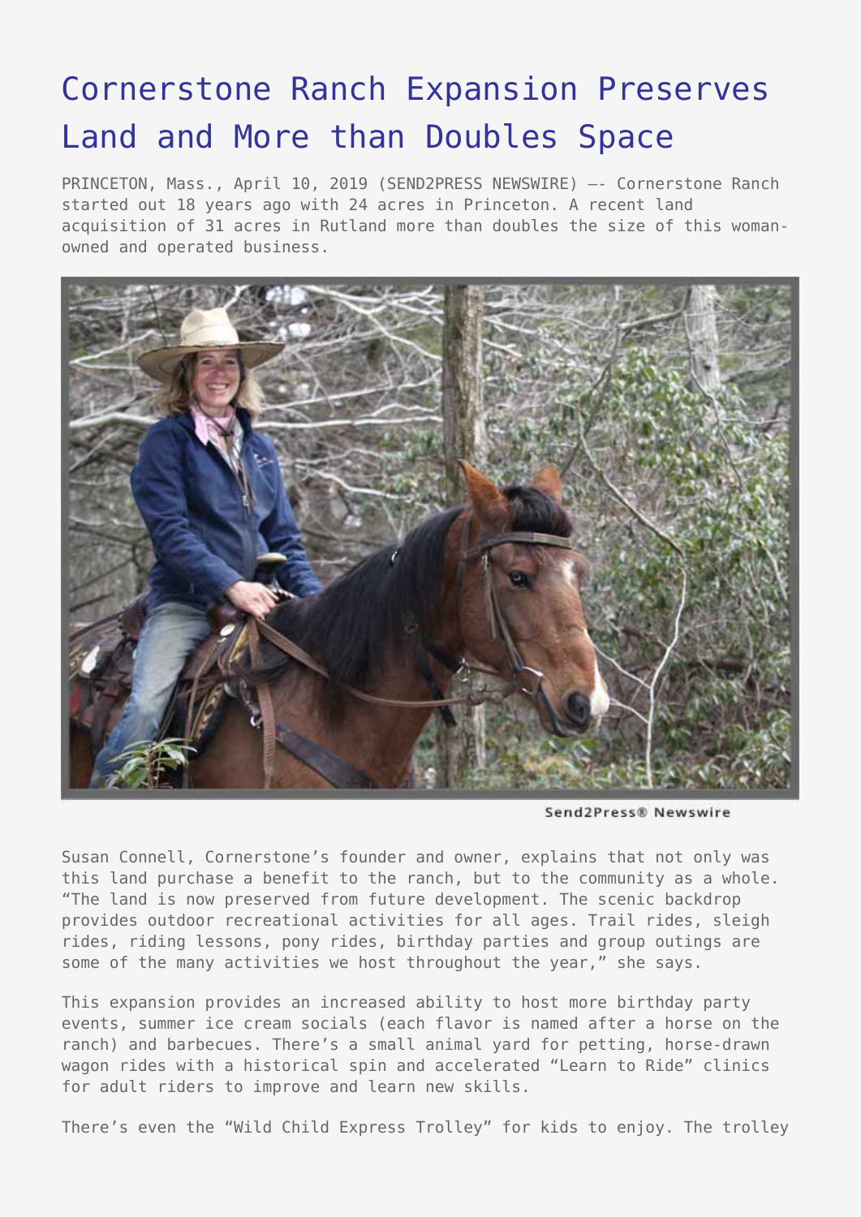# Cornerstone Ranch Expansion Preserves Land and More than Doubles Space

PRINCETON, Mass., April 10, 2019 (SEND2PRESS NEWSWIRE) —- Cornerstone Ranch started out 18 years ago with 24 acres in Princeton. A recent land acquisition of 31 acres in Rutland more than doubles the size of this woman-owned and operated business.

Send2Press® Newswire

Susan Connell, Cornerstone's founder and owner, explains that not only was this land purchase a benefit to the ranch, but to the community as a whole. "The land is now preserved from future development. The scenic backdrop provides outdoor recreational activities for all ages. Trail rides, sleigh rides, riding lessons, pony rides, birthday parties and group outings are some of the many activities we host throughout the year," she says.

This expansion provides an increased ability to host more birthday party events, summer ice cream socials (each flavor is named after a horse on the ranch) and barbecues. There's a small animal yard for petting, horse-drawn wagon rides with a historical spin and accelerated "Learn to Ride" clinics for adult riders to improve and learn new skills.

There's even the "Wild Child Express Trolley" for kids to enjoy. The trolley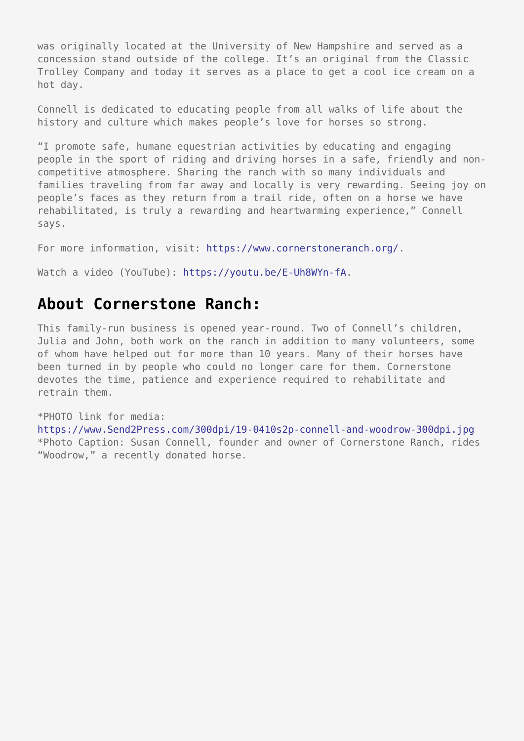was originally located at the University of New Hampshire and served as a concession stand outside of the college. It's an original from the Classic Trolley Company and today it serves as a place to get a cool ice cream on a hot day.

Connell is dedicated to educating people from all walks of life about the history and culture which makes people's love for horses so strong.

"I promote safe, humane equestrian activities by educating and engaging people in the sport of riding and driving horses in a safe, friendly and non-competitive atmosphere. Sharing the ranch with so many individuals and families traveling from far away and locally is very rewarding. Seeing joy on people's faces as they return from a trail ride, often on a horse we have rehabilitated, is truly a rewarding and heartwarming experience," Connell says.

For more information, visit: https://www.cornerstoneranch.org/.

Watch a video (YouTube): https://youtu.be/E-Uh8WYn-fA.

## About Cornerstone Ranch:

This family-run business is opened year-round. Two of Connell's children, Julia and John, both work on the ranch in addition to many volunteers, some of whom have helped out for more than 10 years. Many of their horses have been turned in by people who could no longer care for them. Cornerstone devotes the time, patience and experience required to rehabilitate and retrain them.

*PHOTO link for media:
https://www.Send2Press.com/300dpi/19-0410s2p-connell-and-woodrow-300dpi.jpg
*Photo Caption: Susan Connell, founder and owner of Cornerstone Ranch, rides "Woodrow," a recently donated horse.